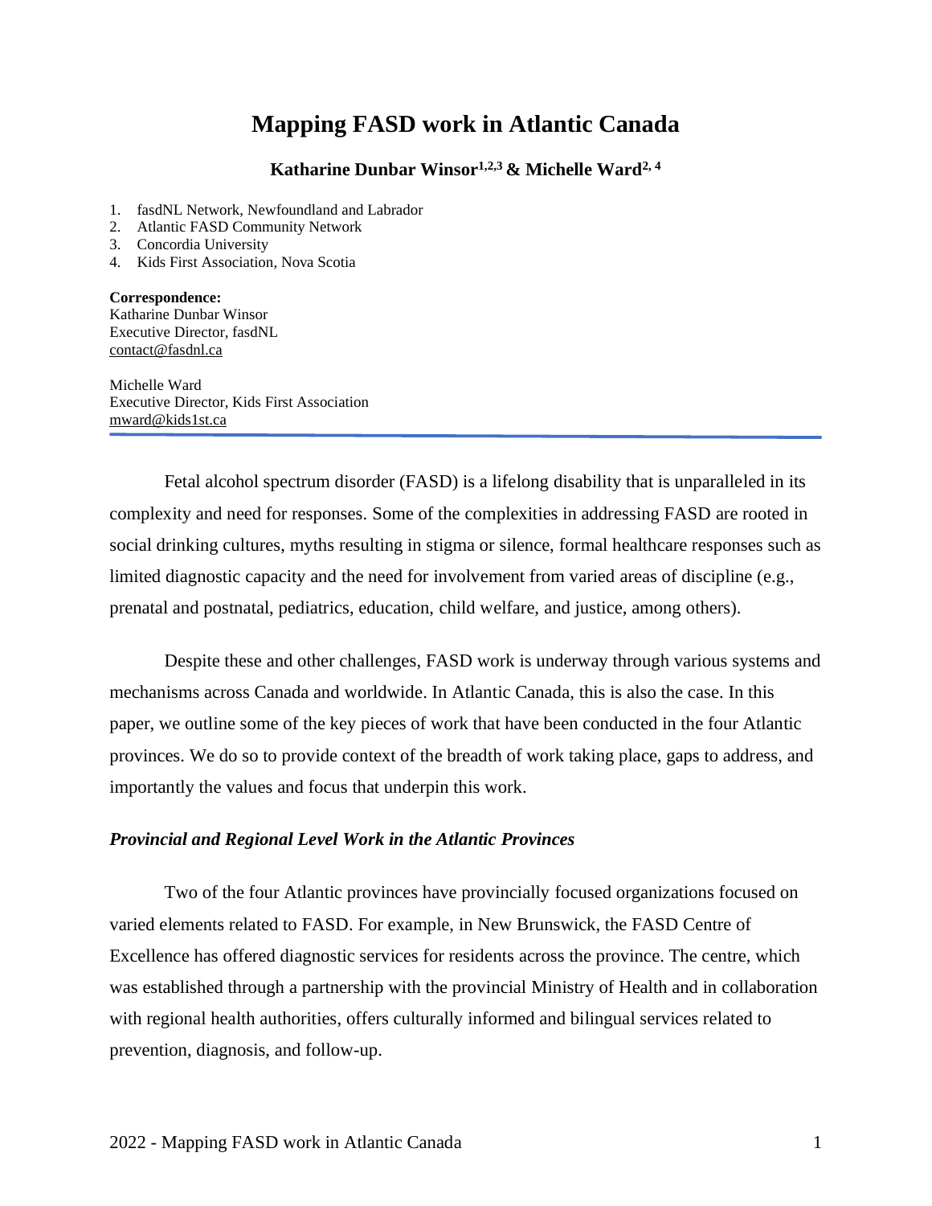# Mapping FASD work in Atlantic Canada

**Katharine Dunbar Winsor[1,2,3] & Michelle Ward[2,4]**

1. fasdNL Network, Newfoundland and Labrador
2. Atlantic FASD Community Network
3. Concordia University
4. Kids First Association, Nova Scotia

**Correspondence:**
Katharine Dunbar Winsor
Executive Director, fasdNL
contact@fasdnl.ca

Michelle Ward
Executive Director, Kids First Association
mward@kids1st.ca

---

Fetal alcohol spectrum disorder (FASD) is a lifelong disability that is unparalleled in its complexity and need for responses. Some of the complexities in addressing FASD are rooted in social drinking cultures, myths resulting in stigma or silence, formal healthcare responses such as limited diagnostic capacity and the need for involvement from varied areas of discipline (e.g., prenatal and postnatal, pediatrics, education, child welfare, and justice, among others).

Despite these and other challenges, FASD work is underway through various systems and mechanisms across Canada and worldwide. In Atlantic Canada, this is also the case. In this paper, we outline some of the key pieces of work that have been conducted in the four Atlantic provinces. We do so to provide context of the breadth of work taking place, gaps to address, and importantly the values and focus that underpin this work.

### *Provincial and Regional Level Work in the Atlantic Provinces*

Two of the four Atlantic provinces have provincially focused organizations focused on varied elements related to FASD. For example, in New Brunswick, the FASD Centre of Excellence has offered diagnostic services for residents across the province. The centre, which was established through a partnership with the provincial Ministry of Health and in collaboration with regional health authorities, offers culturally informed and bilingual services related to prevention, diagnosis, and follow-up.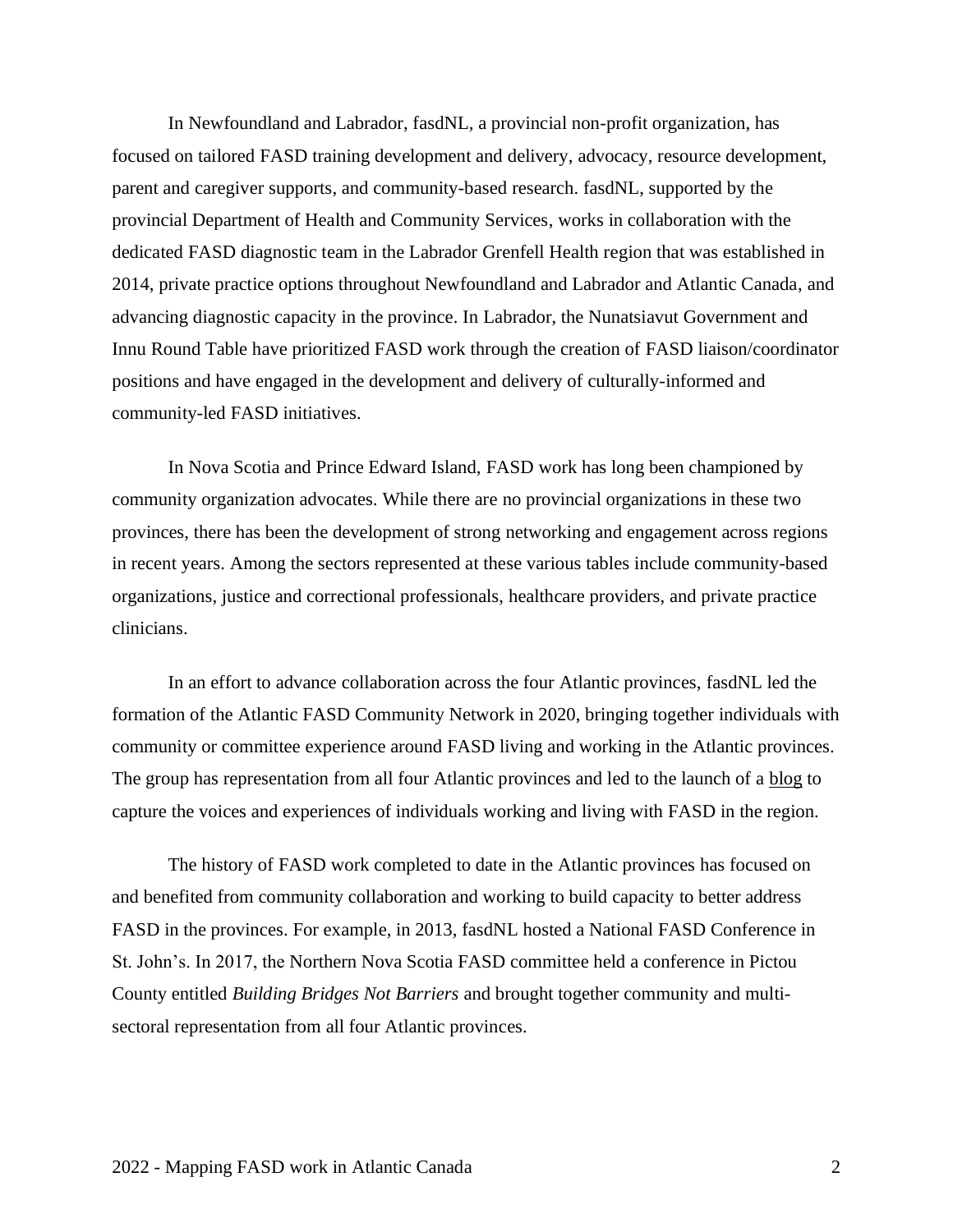In Newfoundland and Labrador, fasdNL, a provincial non-profit organization, has focused on tailored FASD training development and delivery, advocacy, resource development, parent and caregiver supports, and community-based research. fasdNL, supported by the provincial Department of Health and Community Services, works in collaboration with the dedicated FASD diagnostic team in the Labrador Grenfell Health region that was established in 2014, private practice options throughout Newfoundland and Labrador and Atlantic Canada, and advancing diagnostic capacity in the province. In Labrador, the Nunatsiavut Government and Innu Round Table have prioritized FASD work through the creation of FASD liaison/coordinator positions and have engaged in the development and delivery of culturally-informed and community-led FASD initiatives.

In Nova Scotia and Prince Edward Island, FASD work has long been championed by community organization advocates. While there are no provincial organizations in these two provinces, there has been the development of strong networking and engagement across regions in recent years. Among the sectors represented at these various tables include community-based organizations, justice and correctional professionals, healthcare providers, and private practice clinicians.

In an effort to advance collaboration across the four Atlantic provinces, fasdNL led the formation of the Atlantic FASD Community Network in 2020, bringing together individuals with community or committee experience around FASD living and working in the Atlantic provinces. The group has representation from all four Atlantic provinces and led to the launch of a blog to capture the voices and experiences of individuals working and living with FASD in the region.

The history of FASD work completed to date in the Atlantic provinces has focused on and benefited from community collaboration and working to build capacity to better address FASD in the provinces. For example, in 2013, fasdNL hosted a National FASD Conference in St. John's. In 2017, the Northern Nova Scotia FASD committee held a conference in Pictou County entitled *Building Bridges Not Barriers* and brought together community and multi-sectoral representation from all four Atlantic provinces.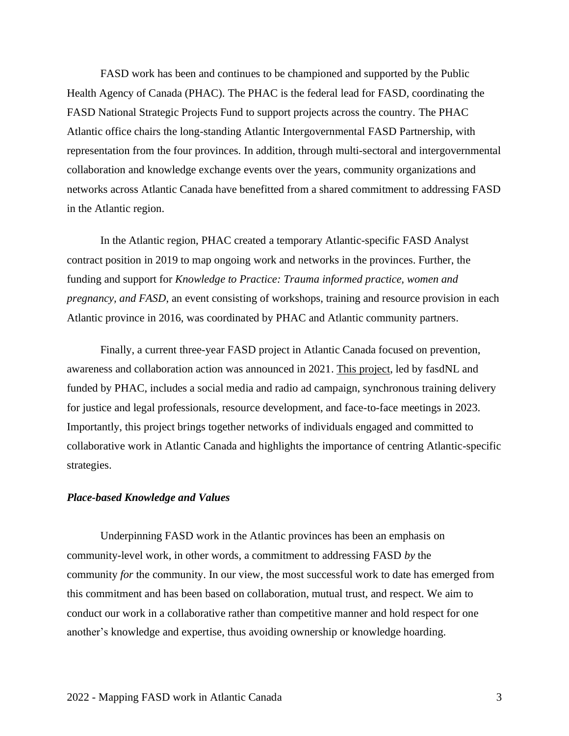FASD work has been and continues to be championed and supported by the Public Health Agency of Canada (PHAC). The PHAC is the federal lead for FASD, coordinating the FASD National Strategic Projects Fund to support projects across the country. The PHAC Atlantic office chairs the long-standing Atlantic Intergovernmental FASD Partnership, with representation from the four provinces. In addition, through multi-sectoral and intergovernmental collaboration and knowledge exchange events over the years, community organizations and networks across Atlantic Canada have benefitted from a shared commitment to addressing FASD in the Atlantic region.

In the Atlantic region, PHAC created a temporary Atlantic-specific FASD Analyst contract position in 2019 to map ongoing work and networks in the provinces. Further, the funding and support for *Knowledge to Practice: Trauma informed practice, women and pregnancy, and FASD*, an event consisting of workshops, training and resource provision in each Atlantic province in 2016, was coordinated by PHAC and Atlantic community partners.

Finally, a current three-year FASD project in Atlantic Canada focused on prevention, awareness and collaboration action was announced in 2021. This project, led by fasdNL and funded by PHAC, includes a social media and radio ad campaign, synchronous training delivery for justice and legal professionals, resource development, and face-to-face meetings in 2023. Importantly, this project brings together networks of individuals engaged and committed to collaborative work in Atlantic Canada and highlights the importance of centring Atlantic-specific strategies.

### *Place-based Knowledge and Values*

Underpinning FASD work in the Atlantic provinces has been an emphasis on community-level work, in other words, a commitment to addressing FASD *by* the community *for* the community. In our view, the most successful work to date has emerged from this commitment and has been based on collaboration, mutual trust, and respect. We aim to conduct our work in a collaborative rather than competitive manner and hold respect for one another's knowledge and expertise, thus avoiding ownership or knowledge hoarding.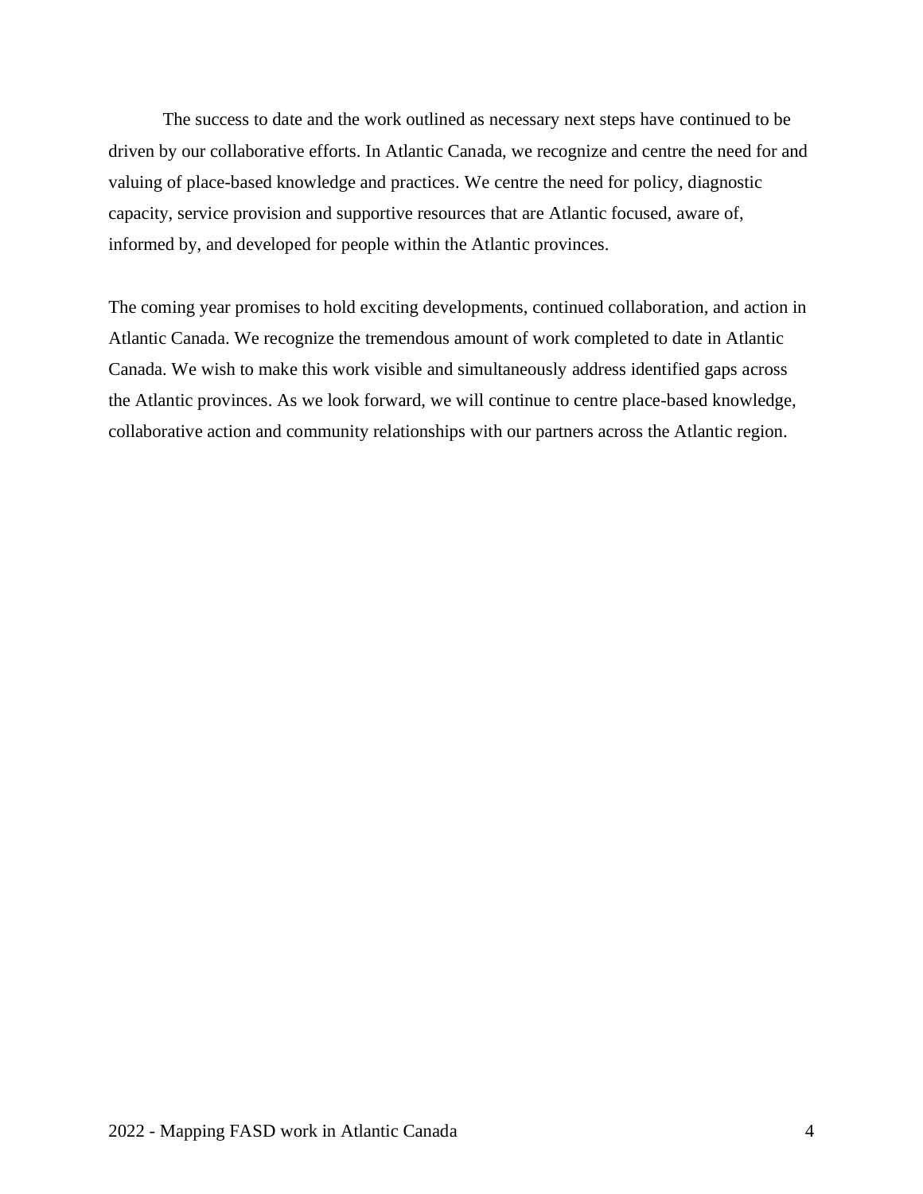The success to date and the work outlined as necessary next steps have continued to be driven by our collaborative efforts. In Atlantic Canada, we recognize and centre the need for and valuing of place-based knowledge and practices. We centre the need for policy, diagnostic capacity, service provision and supportive resources that are Atlantic focused, aware of, informed by, and developed for people within the Atlantic provinces.

The coming year promises to hold exciting developments, continued collaboration, and action in Atlantic Canada. We recognize the tremendous amount of work completed to date in Atlantic Canada. We wish to make this work visible and simultaneously address identified gaps across the Atlantic provinces. As we look forward, we will continue to centre place-based knowledge, collaborative action and community relationships with our partners across the Atlantic region.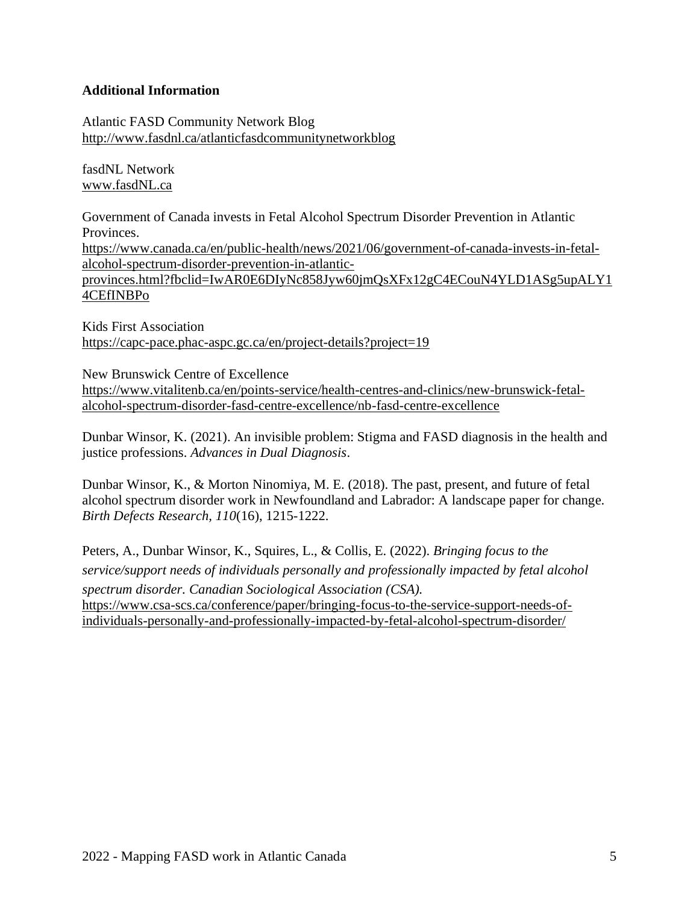**Additional Information**

Atlantic FASD Community Network Blog
http://www.fasdnl.ca/atlanticfasdcommunitynetworkblog

fasdNL Network
www.fasdNL.ca

Government of Canada invests in Fetal Alcohol Spectrum Disorder Prevention in Atlantic Provinces.
https://www.canada.ca/en/public-health/news/2021/06/government-of-canada-invests-in-fetal-alcohol-spectrum-disorder-prevention-in-atlantic-provinces.html?fbclid=IwAR0E6DIyNc858Jyw60jmQsXFx12gC4ECouN4YLD1ASg5upALY14CEfINBPo

Kids First Association
https://capc-pace.phac-aspc.gc.ca/en/project-details?project=19

New Brunswick Centre of Excellence
https://www.vitalitenb.ca/en/points-service/health-centres-and-clinics/new-brunswick-fetal-alcohol-spectrum-disorder-fasd-centre-excellence/nb-fasd-centre-excellence

Dunbar Winsor, K. (2021). An invisible problem: Stigma and FASD diagnosis in the health and justice professions. *Advances in Dual Diagnosis*.

Dunbar Winsor, K., & Morton Ninomiya, M. E. (2018). The past, present, and future of fetal alcohol spectrum disorder work in Newfoundland and Labrador: A landscape paper for change. *Birth Defects Research, 110*(16), 1215-1222.

Peters, A., Dunbar Winsor, K., Squires, L., & Collis, E. (2022). *Bringing focus to the service/support needs of individuals personally and professionally impacted by fetal alcohol spectrum disorder. Canadian Sociological Association (CSA).*
https://www.csa-scs.ca/conference/paper/bringing-focus-to-the-service-support-needs-of-individuals-personally-and-professionally-impacted-by-fetal-alcohol-spectrum-disorder/